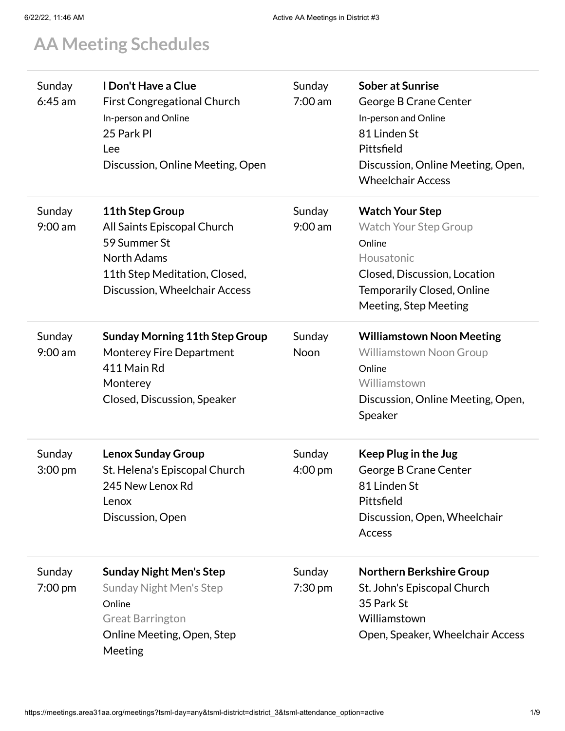# AA Meeting Schedules

| Day/Time | Meeting | Day/Time | Meeting |
|---|---|---|---|
| Sunday 6:45 am | **I Don't Have a Clue**<br>First Congregational Church<br>In-person and Online<br>25 Park Pl<br>Lee<br>Discussion, Online Meeting, Open | Sunday 7:00 am | **Sober at Sunrise**<br>George B Crane Center<br>In-person and Online<br>81 Linden St<br>Pittsfield<br>Discussion, Online Meeting, Open, Wheelchair Access |
| Sunday 9:00 am | **11th Step Group**<br>All Saints Episcopal Church<br>59 Summer St<br>North Adams<br>11th Step Meditation, Closed, Discussion, Wheelchair Access | Sunday 9:00 am | **Watch Your Step**<br>Watch Your Step Group<br>Online<br>Housatonic<br>Closed, Discussion, Location Temporarily Closed, Online Meeting, Step Meeting |
| Sunday 9:00 am | **Sunday Morning 11th Step Group**<br>Monterey Fire Department<br>411 Main Rd<br>Monterey<br>Closed, Discussion, Speaker | Sunday Noon | **Williamstown Noon Meeting**<br>Williamstown Noon Group<br>Online<br>Williamstown<br>Discussion, Online Meeting, Open, Speaker |
| Sunday 3:00 pm | **Lenox Sunday Group**<br>St. Helena's Episcopal Church<br>245 New Lenox Rd<br>Lenox<br>Discussion, Open | Sunday 4:00 pm | **Keep Plug in the Jug**<br>George B Crane Center<br>81 Linden St<br>Pittsfield<br>Discussion, Open, Wheelchair Access |
| Sunday 7:00 pm | **Sunday Night Men's Step**<br>Sunday Night Men's Step<br>Online<br>Great Barrington<br>Online Meeting, Open, Step Meeting | Sunday 7:30 pm | **Northern Berkshire Group**<br>St. John's Episcopal Church<br>35 Park St<br>Williamstown<br>Open, Speaker, Wheelchair Access |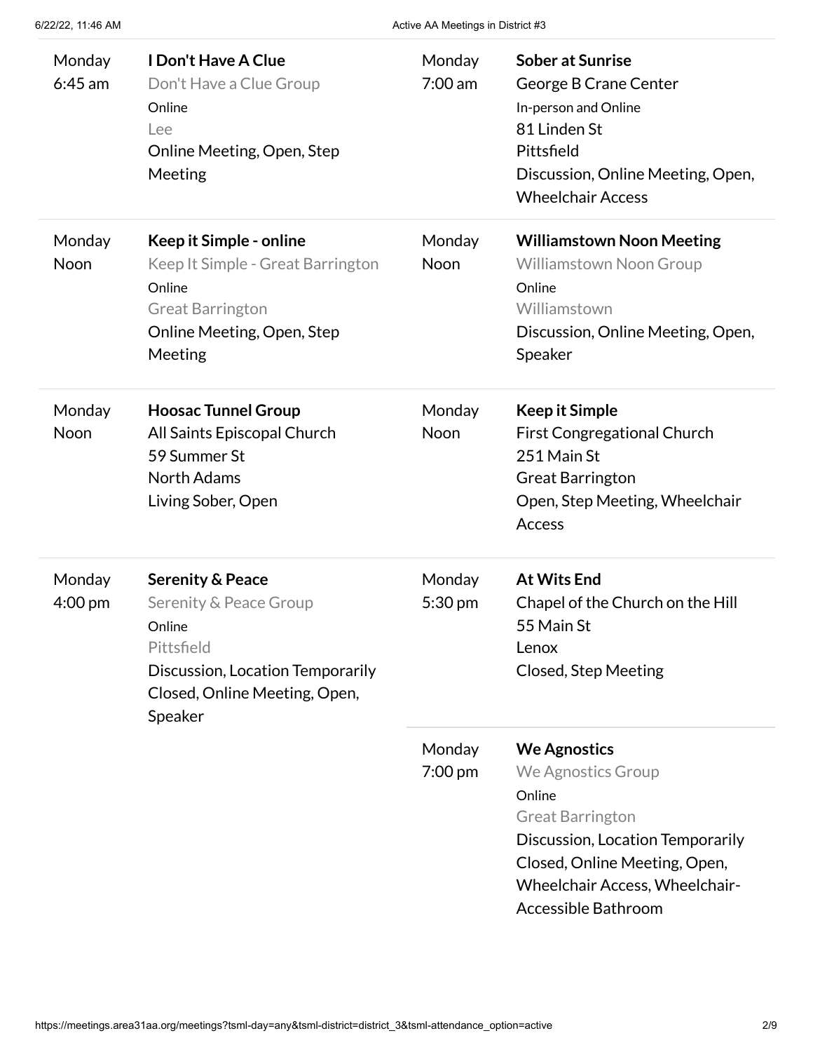Monday
6:45 am

**I Don't Have A Clue**
Don't Have a Clue Group
Online
Lee
Online Meeting, Open, Step Meeting

Monday
7:00 am

**Sober at Sunrise**
George B Crane Center
In-person and Online
81 Linden St
Pittsfield
Discussion, Online Meeting, Open, Wheelchair Access

Monday
Noon

**Keep it Simple - online**
Keep It Simple - Great Barrington
Online
Great Barrington
Online Meeting, Open, Step Meeting

Monday
Noon

**Williamstown Noon Meeting**
Williamstown Noon Group
Online
Williamstown
Discussion, Online Meeting, Open, Speaker

Monday
Noon

**Hoosac Tunnel Group**
All Saints Episcopal Church
59 Summer St
North Adams
Living Sober, Open

Monday
Noon

**Keep it Simple**
First Congregational Church
251 Main St
Great Barrington
Open, Step Meeting, Wheelchair Access

Monday
4:00 pm

**Serenity & Peace**
Serenity & Peace Group
Online
Pittsfield
Discussion, Location Temporarily Closed, Online Meeting, Open, Speaker

Monday
5:30 pm

**At Wits End**
Chapel of the Church on the Hill
55 Main St
Lenox
Closed, Step Meeting

Monday
7:00 pm

**We Agnostics**
We Agnostics Group
Online
Great Barrington
Discussion, Location Temporarily Closed, Online Meeting, Open, Wheelchair Access, Wheelchair-Accessible Bathroom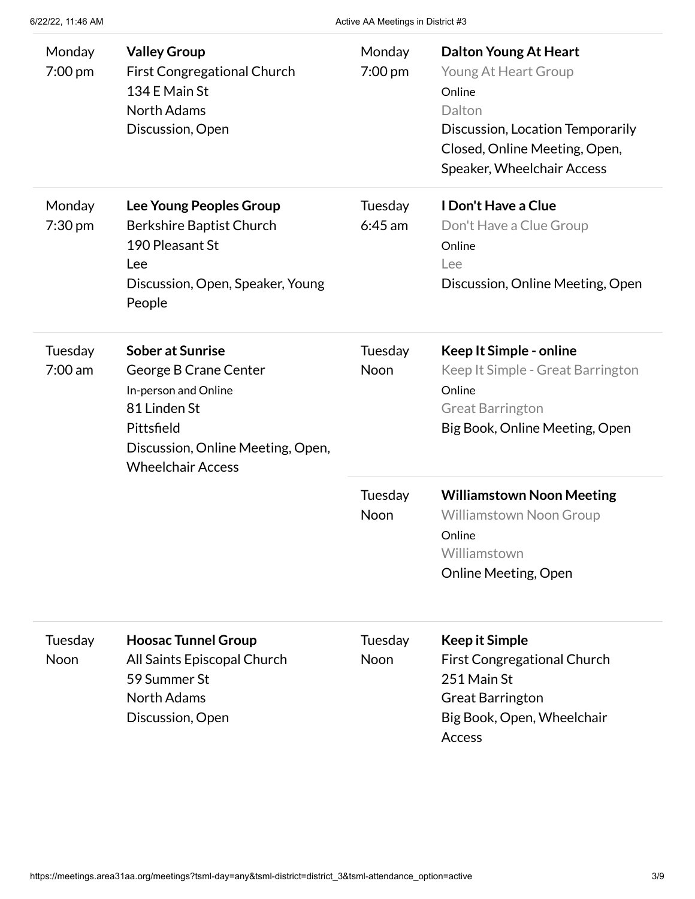Monday
7:00 pm

**Valley Group**
First Congregational Church
134 E Main St
North Adams
Discussion, Open

Monday
7:00 pm

**Dalton Young At Heart**
Young At Heart Group
Online
Dalton
Discussion, Location Temporarily Closed, Online Meeting, Open, Speaker, Wheelchair Access

---

Monday
7:30 pm

**Lee Young Peoples Group**
Berkshire Baptist Church
190 Pleasant St
Lee
Discussion, Open, Speaker, Young People

Tuesday
6:45 am

**I Don't Have a Clue**
Don't Have a Clue Group
Online
Lee
Discussion, Online Meeting, Open

---

Tuesday
7:00 am

**Sober at Sunrise**
George B Crane Center
In-person and Online
81 Linden St
Pittsfield
Discussion, Online Meeting, Open, Wheelchair Access

Tuesday
Noon

**Keep It Simple - online**
Keep It Simple - Great Barrington
Online
Great Barrington
Big Book, Online Meeting, Open

Tuesday
Noon

**Williamstown Noon Meeting**
Williamstown Noon Group
Online
Williamstown
Online Meeting, Open

---

Tuesday
Noon

**Hoosac Tunnel Group**
All Saints Episcopal Church
59 Summer St
North Adams
Discussion, Open

Tuesday
Noon

**Keep it Simple**
First Congregational Church
251 Main St
Great Barrington
Big Book, Open, Wheelchair Access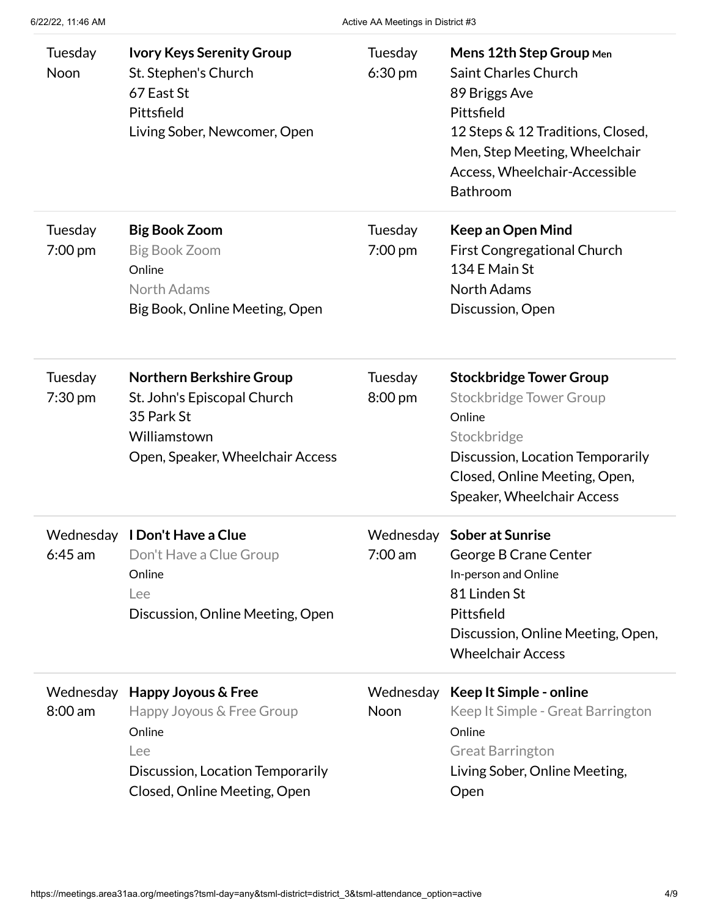| Day/Time | Meeting |
| --- | --- |
| Tuesday<br>Noon | **Ivory Keys Serenity Group**<br>St. Stephen's Church<br>67 East St<br>Pittsfield<br>Living Sober, Newcomer, Open |
| Tuesday<br>6:30 pm | **Mens 12th Step Group** Men<br>Saint Charles Church<br>89 Briggs Ave<br>Pittsfield<br>12 Steps & 12 Traditions, Closed, Men, Step Meeting, Wheelchair Access, Wheelchair-Accessible Bathroom |
| Tuesday<br>7:00 pm | **Big Book Zoom**<br>Big Book Zoom<br>Online<br>North Adams<br>Big Book, Online Meeting, Open |
| Tuesday<br>7:00 pm | **Keep an Open Mind**<br>First Congregational Church<br>134 E Main St<br>North Adams<br>Discussion, Open |
| Tuesday<br>7:30 pm | **Northern Berkshire Group**<br>St. John's Episcopal Church<br>35 Park St<br>Williamstown<br>Open, Speaker, Wheelchair Access |
| Tuesday<br>8:00 pm | **Stockbridge Tower Group**<br>Stockbridge Tower Group<br>Online<br>Stockbridge<br>Discussion, Location Temporarily Closed, Online Meeting, Open, Speaker, Wheelchair Access |
| Wednesday<br>6:45 am | **I Don't Have a Clue**<br>Don't Have a Clue Group<br>Online<br>Lee<br>Discussion, Online Meeting, Open |
| Wednesday<br>7:00 am | **Sober at Sunrise**<br>George B Crane Center<br>In-person and Online<br>81 Linden St<br>Pittsfield<br>Discussion, Online Meeting, Open, Wheelchair Access |
| Wednesday<br>8:00 am | **Happy Joyous & Free**<br>Happy Joyous & Free Group<br>Online<br>Lee<br>Discussion, Location Temporarily Closed, Online Meeting, Open |
| Wednesday<br>Noon | **Keep It Simple - online**<br>Keep It Simple - Great Barrington<br>Online<br>Great Barrington<br>Living Sober, Online Meeting, Open |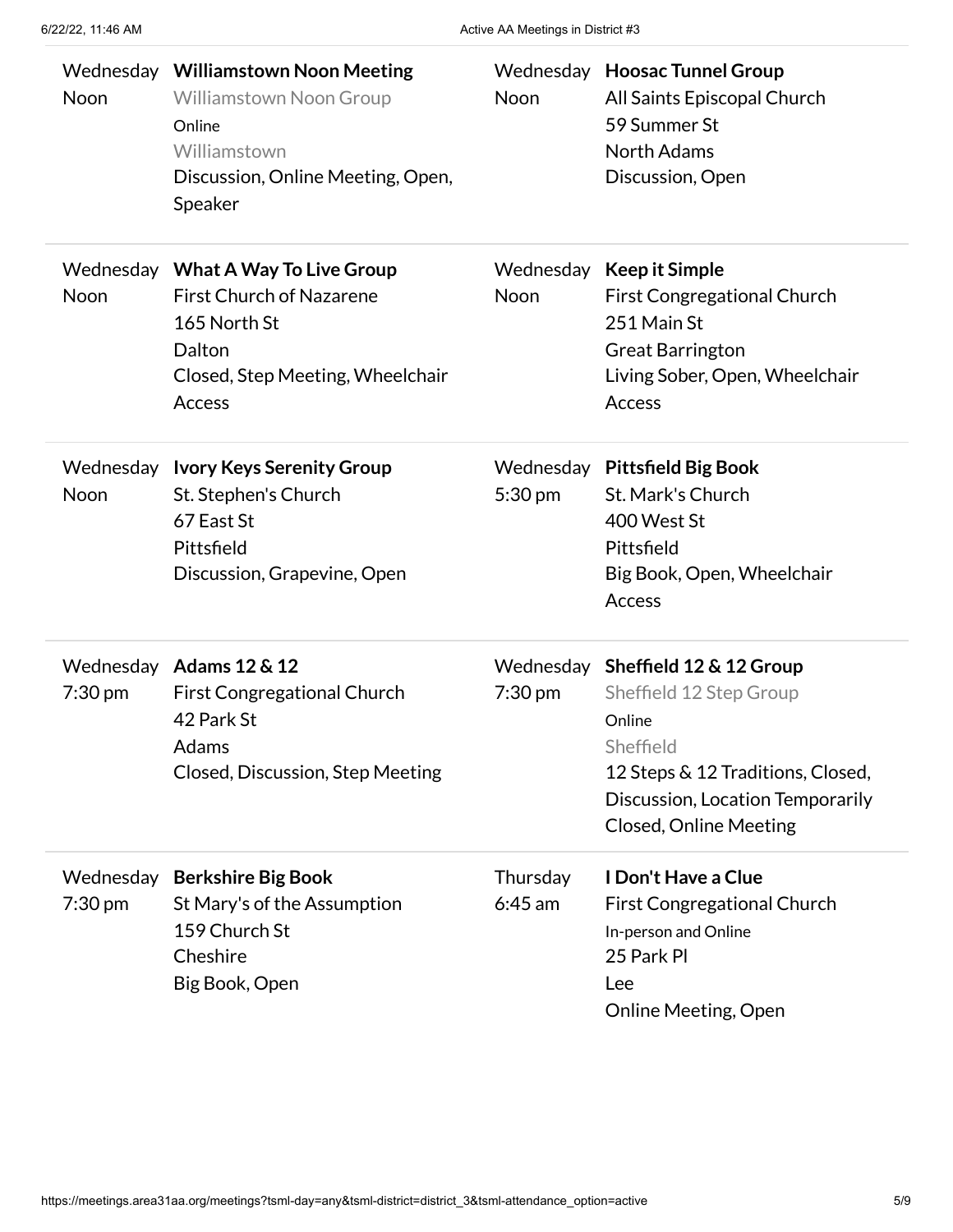Wednesday
Noon

**Williamstown Noon Meeting**
Williamstown Noon Group
Online
Williamstown
Discussion, Online Meeting, Open, Speaker

Wednesday
Noon

**Hoosac Tunnel Group**
All Saints Episcopal Church
59 Summer St
North Adams
Discussion, Open

---

Wednesday
Noon

**What A Way To Live Group**
First Church of Nazarene
165 North St
Dalton
Closed, Step Meeting, Wheelchair Access

Wednesday
Noon

**Keep it Simple**
First Congregational Church
251 Main St
Great Barrington
Living Sober, Open, Wheelchair Access

---

Wednesday
Noon

**Ivory Keys Serenity Group**
St. Stephen's Church
67 East St
Pittsfield
Discussion, Grapevine, Open

Wednesday
5:30 pm

**Pittsfield Big Book**
St. Mark's Church
400 West St
Pittsfield
Big Book, Open, Wheelchair Access

---

Wednesday
7:30 pm

**Adams 12 & 12**
First Congregational Church
42 Park St
Adams
Closed, Discussion, Step Meeting

Wednesday
7:30 pm

**Sheffield 12 & 12 Group**
Sheffield 12 Step Group
Online
Sheffield
12 Steps & 12 Traditions, Closed, Discussion, Location Temporarily Closed, Online Meeting

---

Wednesday
7:30 pm

**Berkshire Big Book**
St Mary's of the Assumption
159 Church St
Cheshire
Big Book, Open

Thursday
6:45 am

**I Don't Have a Clue**
First Congregational Church
In-person and Online
25 Park Pl
Lee
Online Meeting, Open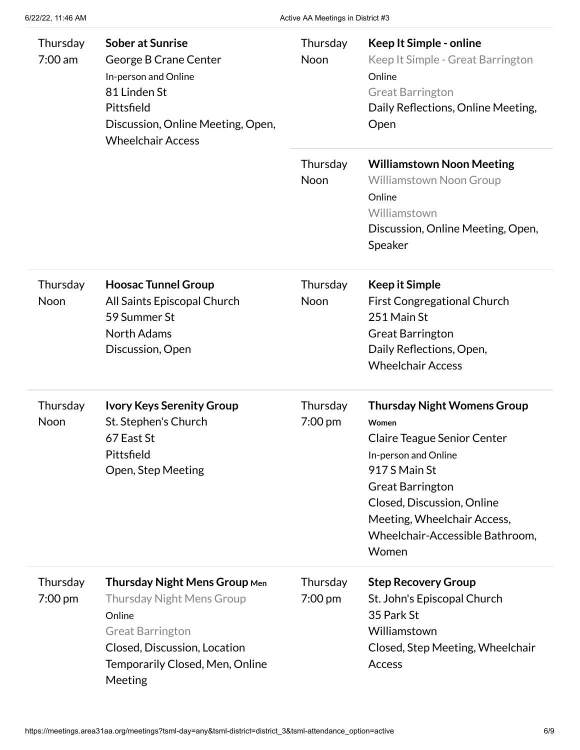Thursday
7:00 am

**Sober at Sunrise**
George B Crane Center
In-person and Online
81 Linden St
Pittsfield
Discussion, Online Meeting, Open, Wheelchair Access

Thursday
Noon

**Keep It Simple - online**
Keep It Simple - Great Barrington
Online
Great Barrington
Daily Reflections, Online Meeting, Open

Thursday
Noon

**Williamstown Noon Meeting**
Williamstown Noon Group
Online
Williamstown
Discussion, Online Meeting, Open, Speaker

Thursday
Noon

**Hoosac Tunnel Group**
All Saints Episcopal Church
59 Summer St
North Adams
Discussion, Open

Thursday
Noon

**Keep it Simple**
First Congregational Church
251 Main St
Great Barrington
Daily Reflections, Open, Wheelchair Access

Thursday
Noon

**Ivory Keys Serenity Group**
St. Stephen's Church
67 East St
Pittsfield
Open, Step Meeting

Thursday
7:00 pm

**Thursday Night Womens Group**
**Women**
Claire Teague Senior Center
In-person and Online
917 S Main St
Great Barrington
Closed, Discussion, Online Meeting, Wheelchair Access, Wheelchair-Accessible Bathroom, Women

Thursday
7:00 pm

**Thursday Night Mens Group** **Men**
Thursday Night Mens Group
Online
Great Barrington
Closed, Discussion, Location Temporarily Closed, Men, Online Meeting

Thursday
7:00 pm

**Step Recovery Group**
St. John's Episcopal Church
35 Park St
Williamstown
Closed, Step Meeting, Wheelchair Access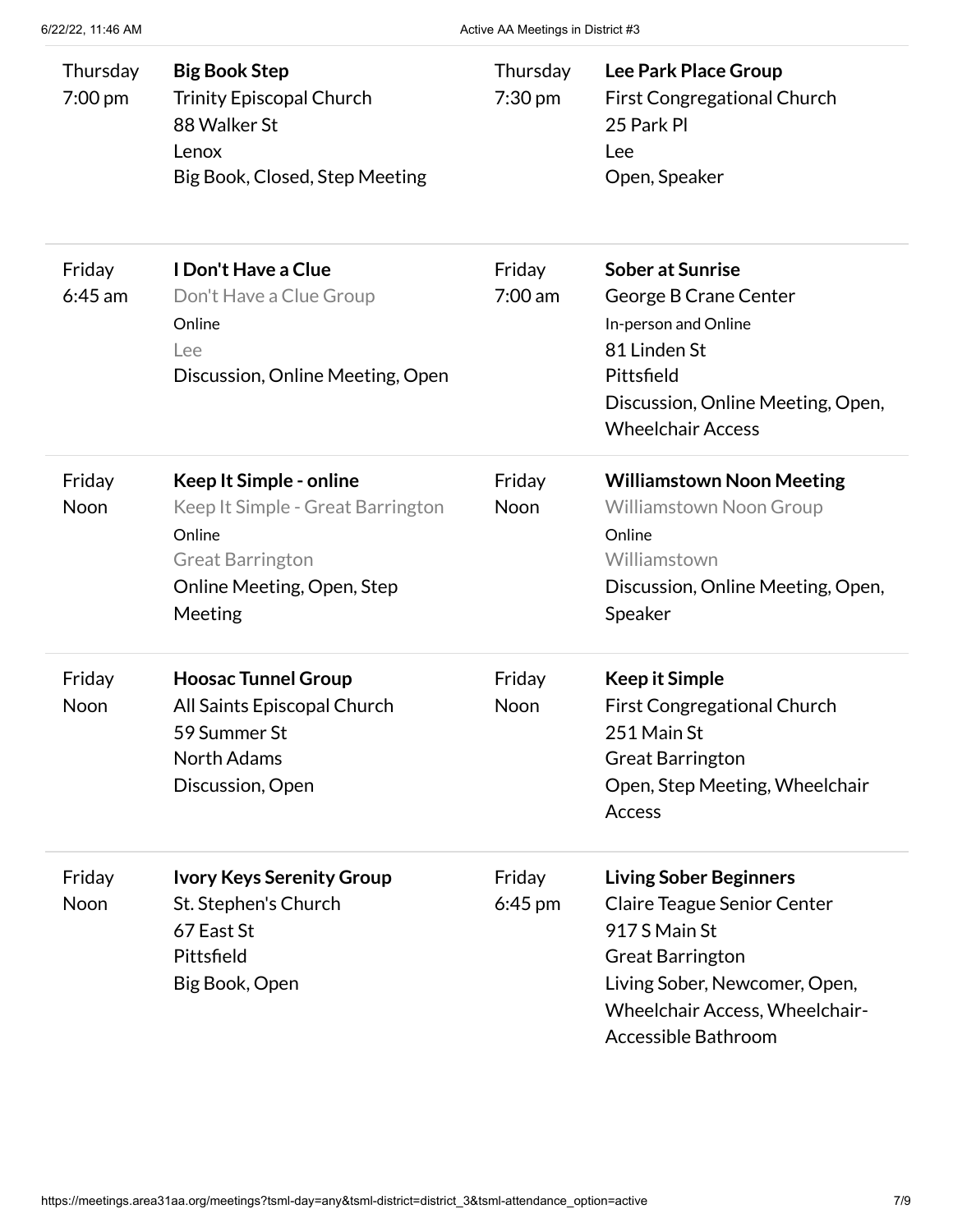| Day/Time | Meeting | Day/Time | Meeting |
|---|---|---|---|
| Thursday 7:00 pm | **Big Book Step**<br>Trinity Episcopal Church<br>88 Walker St<br>Lenox<br>Big Book, Closed, Step Meeting | Thursday 7:30 pm | **Lee Park Place Group**<br>First Congregational Church<br>25 Park Pl<br>Lee<br>Open, Speaker |
| Friday 6:45 am | **I Don't Have a Clue**<br>Don't Have a Clue Group<br>Online<br>Lee<br>Discussion, Online Meeting, Open | Friday 7:00 am | **Sober at Sunrise**<br>George B Crane Center<br>In-person and Online<br>81 Linden St<br>Pittsfield<br>Discussion, Online Meeting, Open, Wheelchair Access |
| Friday Noon | **Keep It Simple - online**<br>Keep It Simple - Great Barrington<br>Online<br>Great Barrington<br>Online Meeting, Open, Step Meeting | Friday Noon | **Williamstown Noon Meeting**<br>Williamstown Noon Group<br>Online<br>Williamstown<br>Discussion, Online Meeting, Open, Speaker |
| Friday Noon | **Hoosac Tunnel Group**<br>All Saints Episcopal Church<br>59 Summer St<br>North Adams<br>Discussion, Open | Friday Noon | **Keep it Simple**<br>First Congregational Church<br>251 Main St<br>Great Barrington<br>Open, Step Meeting, Wheelchair Access |
| Friday Noon | **Ivory Keys Serenity Group**<br>St. Stephen's Church<br>67 East St<br>Pittsfield<br>Big Book, Open | Friday 6:45 pm | **Living Sober Beginners**<br>Claire Teague Senior Center<br>917 S Main St<br>Great Barrington<br>Living Sober, Newcomer, Open, Wheelchair Access, Wheelchair-Accessible Bathroom |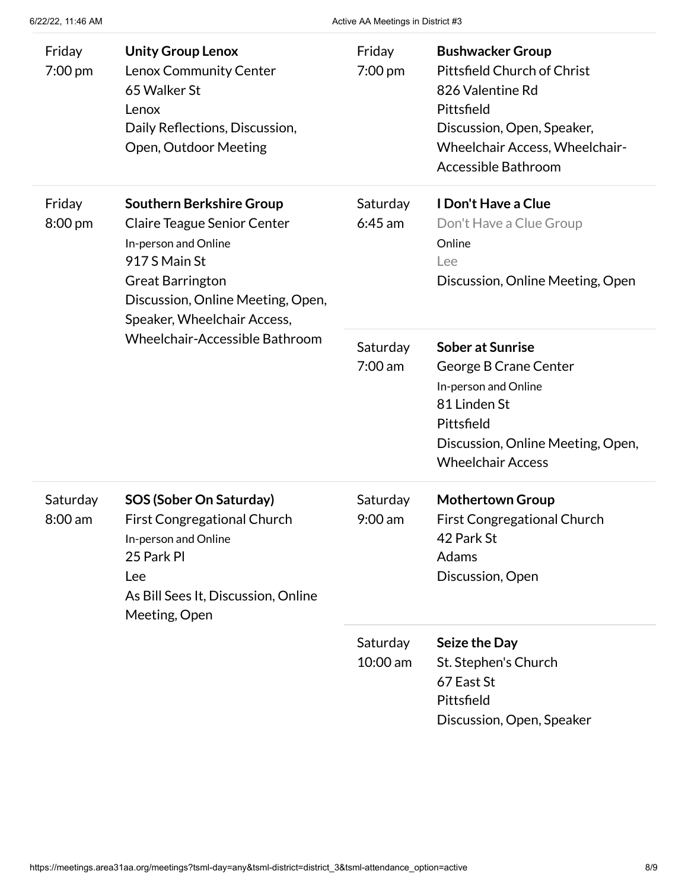| Day/Time | Meeting |
| --- | --- |
| Friday 7:00 pm | **Unity Group Lenox**<br>Lenox Community Center<br>65 Walker St<br>Lenox<br>Daily Reflections, Discussion, Open, Outdoor Meeting |
| Friday 7:00 pm | **Bushwacker Group**<br>Pittsfield Church of Christ<br>826 Valentine Rd<br>Pittsfield<br>Discussion, Open, Speaker, Wheelchair Access, Wheelchair-Accessible Bathroom |
| Friday 8:00 pm | **Southern Berkshire Group**<br>Claire Teague Senior Center<br>In-person and Online<br>917 S Main St<br>Great Barrington<br>Discussion, Online Meeting, Open, Speaker, Wheelchair Access, Wheelchair-Accessible Bathroom |
| Saturday 6:45 am | **I Don't Have a Clue**<br>Don't Have a Clue Group<br>Online<br>Lee<br>Discussion, Online Meeting, Open |
| Saturday 7:00 am | **Sober at Sunrise**<br>George B Crane Center<br>In-person and Online<br>81 Linden St<br>Pittsfield<br>Discussion, Online Meeting, Open, Wheelchair Access |
| Saturday 8:00 am | **SOS (Sober On Saturday)**<br>First Congregational Church<br>In-person and Online<br>25 Park Pl<br>Lee<br>As Bill Sees It, Discussion, Online Meeting, Open |
| Saturday 9:00 am | **Mothertown Group**<br>First Congregational Church<br>42 Park St<br>Adams<br>Discussion, Open |
| Saturday 10:00 am | **Seize the Day**<br>St. Stephen's Church<br>67 East St<br>Pittsfield<br>Discussion, Open, Speaker |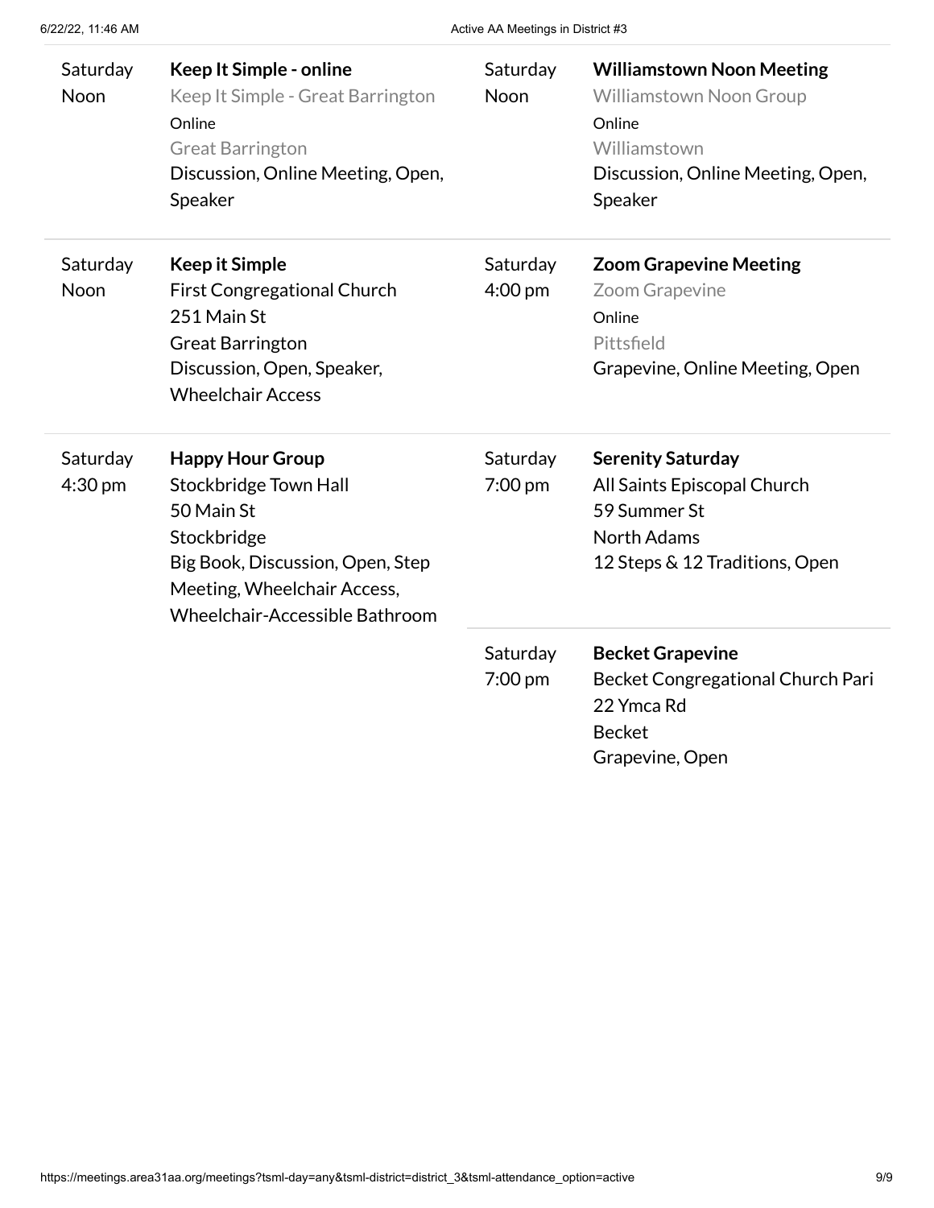| | | | |
|---|---|---|---|
| Saturday Noon | **Keep It Simple - online**<br>Keep It Simple - Great Barrington<br>Online<br>Great Barrington<br>Discussion, Online Meeting, Open, Speaker | Saturday Noon | **Williamstown Noon Meeting**<br>Williamstown Noon Group<br>Online<br>Williamstown<br>Discussion, Online Meeting, Open, Speaker |
| Saturday Noon | **Keep it Simple**<br>First Congregational Church<br>251 Main St<br>Great Barrington<br>Discussion, Open, Speaker, Wheelchair Access | Saturday 4:00 pm | **Zoom Grapevine Meeting**<br>Zoom Grapevine<br>Online<br>Pittsfield<br>Grapevine, Online Meeting, Open |
| Saturday 4:30 pm | **Happy Hour Group**<br>Stockbridge Town Hall<br>50 Main St<br>Stockbridge<br>Big Book, Discussion, Open, Step Meeting, Wheelchair Access, Wheelchair-Accessible Bathroom | Saturday 7:00 pm | **Serenity Saturday**<br>All Saints Episcopal Church<br>59 Summer St<br>North Adams<br>12 Steps & 12 Traditions, Open |
| | | Saturday 7:00 pm | **Becket Grapevine**<br>Becket Congregational Church Pari<br>22 Ymca Rd<br>Becket<br>Grapevine, Open |